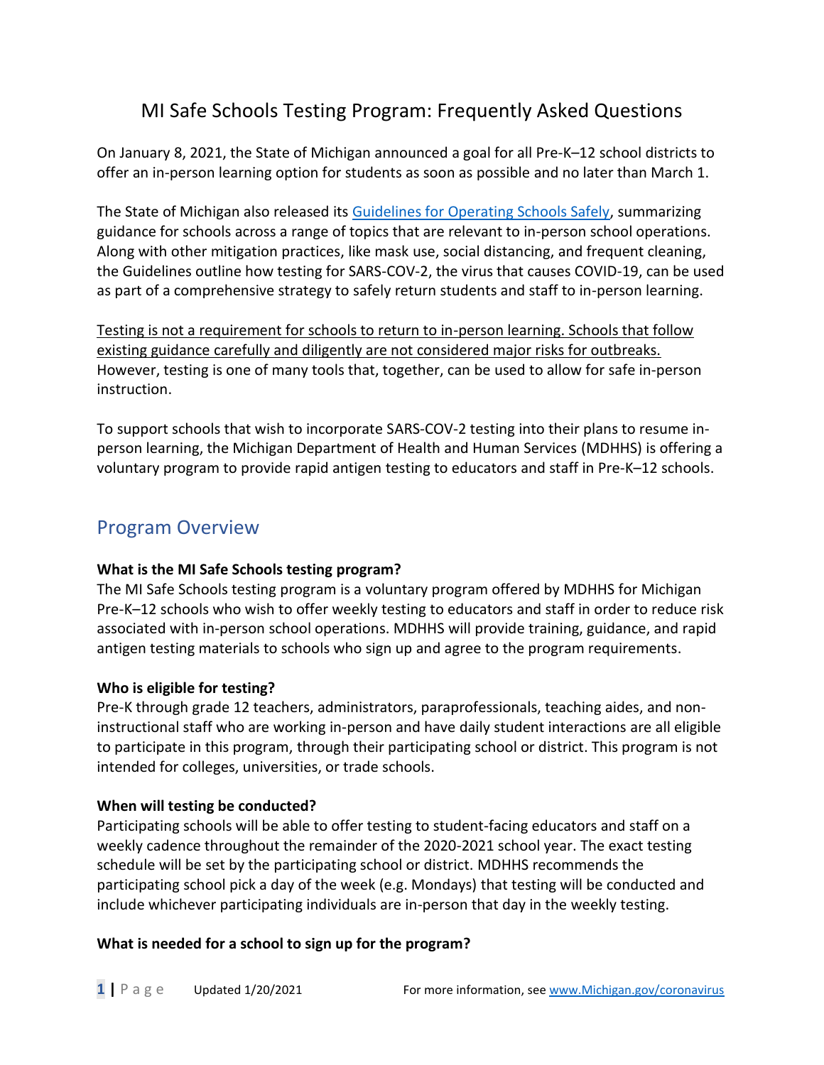# MI Safe Schools Testing Program: Frequently Asked Questions

On January 8, 2021, the State of Michigan announced a goal for all Pre-K–12 school districts to offer an in-person learning option for students as soon as possible and no later than March 1.

The State of Michigan also released its Guidelines for Operating Schools Safely, summarizing guidance for schools across a range of topics that are relevant to in-person school operations. Along with other mitigation practices, like mask use, social distancing, and frequent cleaning, the Guidelines outline how testing for SARS-COV-2, the virus that causes COVID-19, can be used as part of a comprehensive strategy to safely return students and staff to in-person learning.

<u>Testing is not a requirement for schools to return to in-person learning. Schools that follow existing guidance carefully and diligently are not considered major risks for outbreaks.</u> However, testing is one of many tools that, together, can be used to allow for safe in-person instruction.

To support schools that wish to incorporate SARS-COV-2 testing into their plans to resume in-person learning, the Michigan Department of Health and Human Services (MDHHS) is offering a voluntary program to provide rapid antigen testing to educators and staff in Pre-K–12 schools.

## Program Overview

**What is the MI Safe Schools testing program?**

The MI Safe Schools testing program is a voluntary program offered by MDHHS for Michigan Pre-K–12 schools who wish to offer weekly testing to educators and staff in order to reduce risk associated with in-person school operations. MDHHS will provide training, guidance, and rapid antigen testing materials to schools who sign up and agree to the program requirements.

**Who is eligible for testing?**

Pre-K through grade 12 teachers, administrators, paraprofessionals, teaching aides, and non-instructional staff who are working in-person and have daily student interactions are all eligible to participate in this program, through their participating school or district. This program is not intended for colleges, universities, or trade schools.

**When will testing be conducted?**

Participating schools will be able to offer testing to student-facing educators and staff on a weekly cadence throughout the remainder of the 2020-2021 school year. The exact testing schedule will be set by the participating school or district. MDHHS recommends the participating school pick a day of the week (e.g. Mondays) that testing will be conducted and include whichever participating individuals are in-person that day in the weekly testing.

**What is needed for a school to sign up for the program?**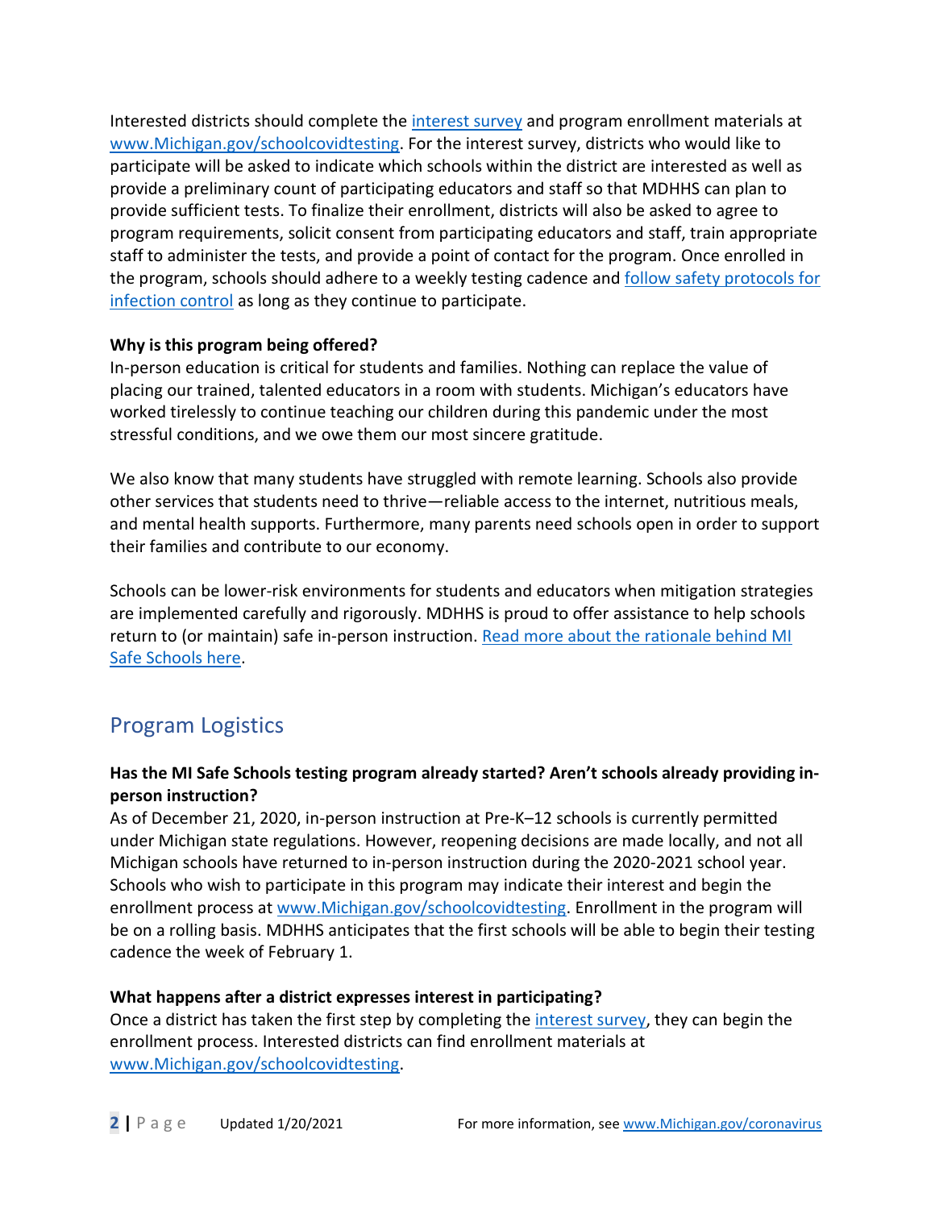Interested districts should complete the interest survey and program enrollment materials at www.Michigan.gov/schoolcovidtesting. For the interest survey, districts who would like to participate will be asked to indicate which schools within the district are interested as well as provide a preliminary count of participating educators and staff so that MDHHS can plan to provide sufficient tests. To finalize their enrollment, districts will also be asked to agree to program requirements, solicit consent from participating educators and staff, train appropriate staff to administer the tests, and provide a point of contact for the program. Once enrolled in the program, schools should adhere to a weekly testing cadence and follow safety protocols for infection control as long as they continue to participate.

**Why is this program being offered?**

In-person education is critical for students and families. Nothing can replace the value of placing our trained, talented educators in a room with students. Michigan's educators have worked tirelessly to continue teaching our children during this pandemic under the most stressful conditions, and we owe them our most sincere gratitude.

We also know that many students have struggled with remote learning. Schools also provide other services that students need to thrive—reliable access to the internet, nutritious meals, and mental health supports. Furthermore, many parents need schools open in order to support their families and contribute to our economy.

Schools can be lower-risk environments for students and educators when mitigation strategies are implemented carefully and rigorously. MDHHS is proud to offer assistance to help schools return to (or maintain) safe in-person instruction. Read more about the rationale behind MI Safe Schools here.

## Program Logistics

**Has the MI Safe Schools testing program already started? Aren't schools already providing in-person instruction?**

As of December 21, 2020, in-person instruction at Pre-K–12 schools is currently permitted under Michigan state regulations. However, reopening decisions are made locally, and not all Michigan schools have returned to in-person instruction during the 2020-2021 school year. Schools who wish to participate in this program may indicate their interest and begin the enrollment process at www.Michigan.gov/schoolcovidtesting. Enrollment in the program will be on a rolling basis. MDHHS anticipates that the first schools will be able to begin their testing cadence the week of February 1.

**What happens after a district expresses interest in participating?**

Once a district has taken the first step by completing the interest survey, they can begin the enrollment process. Interested districts can find enrollment materials at www.Michigan.gov/schoolcovidtesting.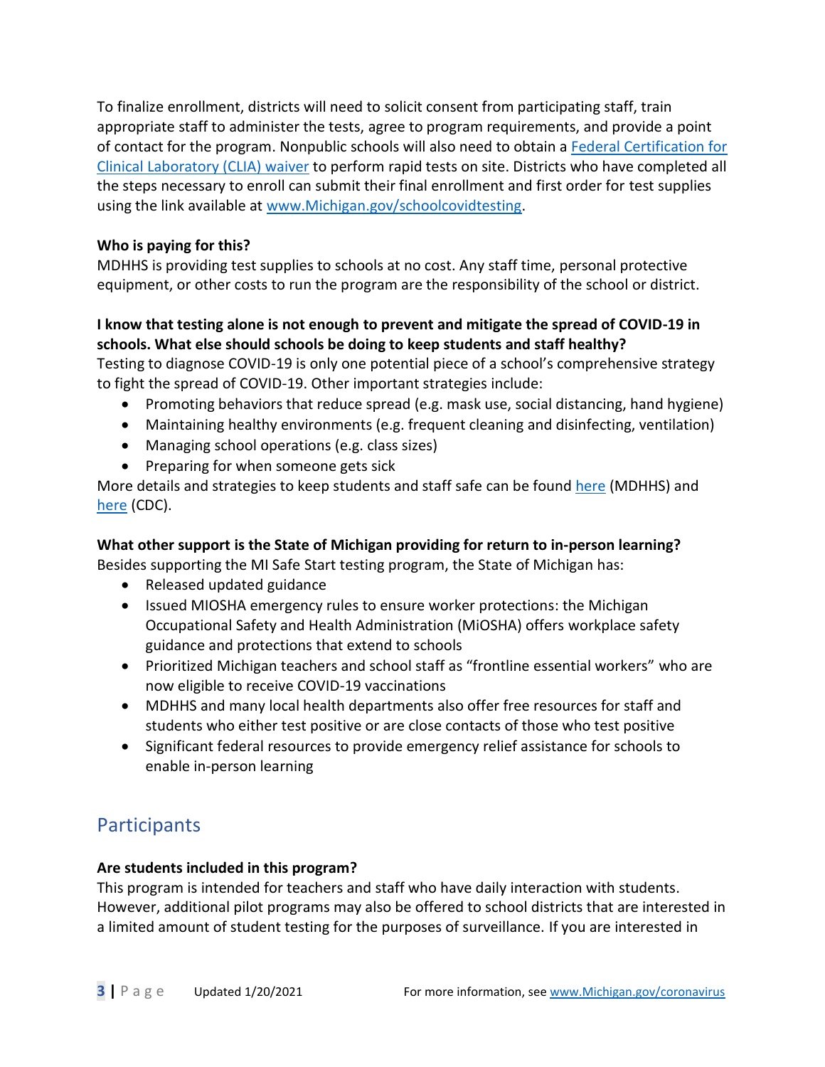To finalize enrollment, districts will need to solicit consent from participating staff, train appropriate staff to administer the tests, agree to program requirements, and provide a point of contact for the program. Nonpublic schools will also need to obtain a [Federal Certification for Clinical Laboratory (CLIA) waiver]() to perform rapid tests on site. Districts who have completed all the steps necessary to enroll can submit their final enrollment and first order for test supplies using the link available at [www.Michigan.gov/schoolcovidtesting](www.Michigan.gov/schoolcovidtesting).

**Who is paying for this?**

MDHHS is providing test supplies to schools at no cost. Any staff time, personal protective equipment, or other costs to run the program are the responsibility of the school or district.

**I know that testing alone is not enough to prevent and mitigate the spread of COVID-19 in schools. What else should schools be doing to keep students and staff healthy?**

Testing to diagnose COVID-19 is only one potential piece of a school's comprehensive strategy to fight the spread of COVID-19. Other important strategies include:

- Promoting behaviors that reduce spread (e.g. mask use, social distancing, hand hygiene)
- Maintaining healthy environments (e.g. frequent cleaning and disinfecting, ventilation)
- Managing school operations (e.g. class sizes)
- Preparing for when someone gets sick

More details and strategies to keep students and staff safe can be found [here]() (MDHHS) and [here]() (CDC).

**What other support is the State of Michigan providing for return to in-person learning?**

Besides supporting the MI Safe Start testing program, the State of Michigan has:

- Released updated guidance
- Issued MIOSHA emergency rules to ensure worker protections: the Michigan Occupational Safety and Health Administration (MiOSHA) offers workplace safety guidance and protections that extend to schools
- Prioritized Michigan teachers and school staff as "frontline essential workers" who are now eligible to receive COVID-19 vaccinations
- MDHHS and many local health departments also offer free resources for staff and students who either test positive or are close contacts of those who test positive
- Significant federal resources to provide emergency relief assistance for schools to enable in-person learning

## Participants

**Are students included in this program?**

This program is intended for teachers and staff who have daily interaction with students. However, additional pilot programs may also be offered to school districts that are interested in a limited amount of student testing for the purposes of surveillance. If you are interested in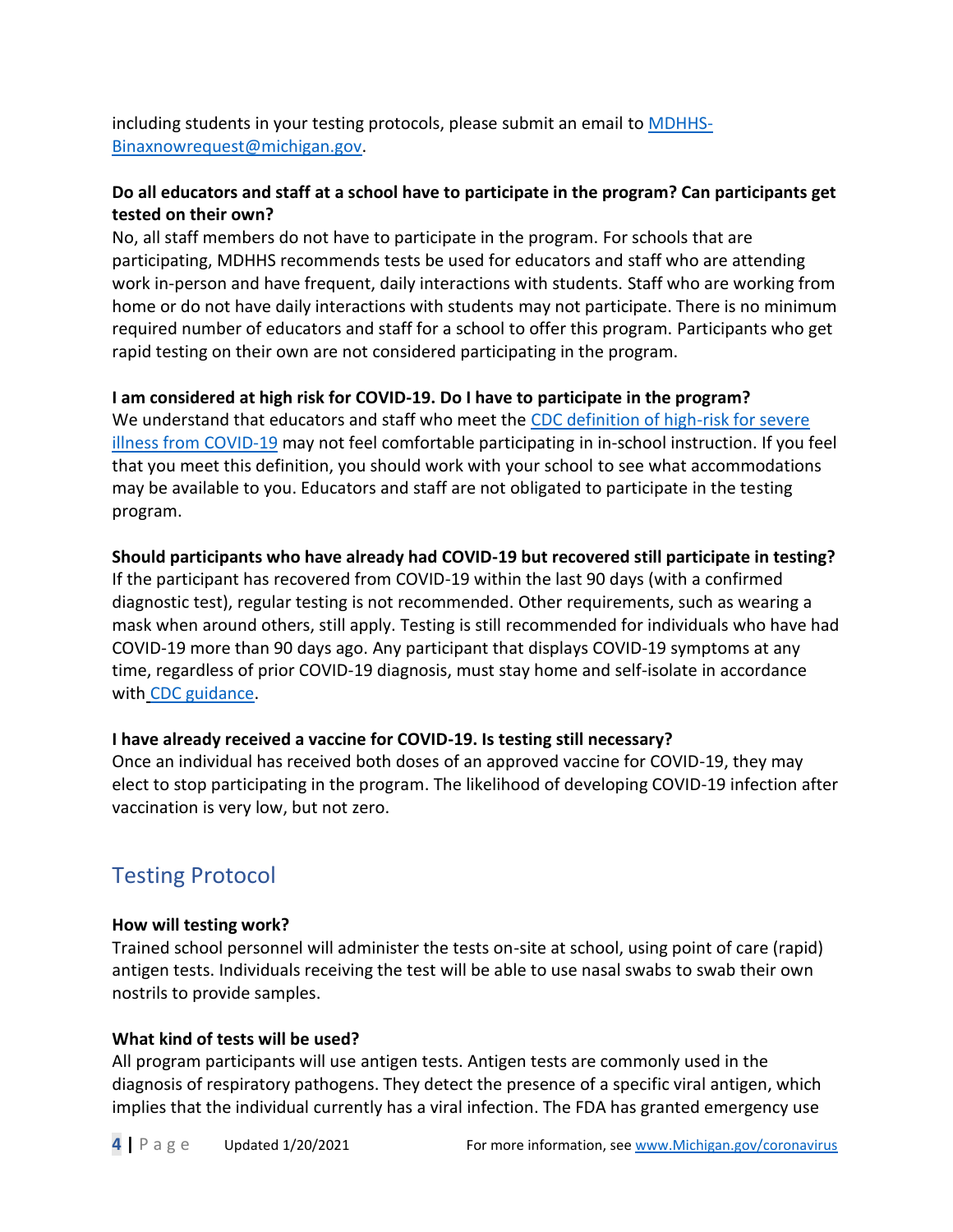including students in your testing protocols, please submit an email to [MDHHS-Binaxnowrequest@michigan.gov](mailto:MDHHS-Binaxnowrequest@michigan.gov).

**Do all educators and staff at a school have to participate in the program? Can participants get tested on their own?**

No, all staff members do not have to participate in the program. For schools that are participating, MDHHS recommends tests be used for educators and staff who are attending work in-person and have frequent, daily interactions with students. Staff who are working from home or do not have daily interactions with students may not participate. There is no minimum required number of educators and staff for a school to offer this program. Participants who get rapid testing on their own are not considered participating in the program.

**I am considered at high risk for COVID-19. Do I have to participate in the program?**

We understand that educators and staff who meet the CDC definition of high-risk for severe illness from COVID-19 may not feel comfortable participating in in-school instruction. If you feel that you meet this definition, you should work with your school to see what accommodations may be available to you. Educators and staff are not obligated to participate in the testing program.

**Should participants who have already had COVID-19 but recovered still participate in testing?**

If the participant has recovered from COVID-19 within the last 90 days (with a confirmed diagnostic test), regular testing is not recommended. Other requirements, such as wearing a mask when around others, still apply. Testing is still recommended for individuals who have had COVID-19 more than 90 days ago. Any participant that displays COVID-19 symptoms at any time, regardless of prior COVID-19 diagnosis, must stay home and self-isolate in accordance with CDC guidance.

**I have already received a vaccine for COVID-19. Is testing still necessary?**

Once an individual has received both doses of an approved vaccine for COVID-19, they may elect to stop participating in the program. The likelihood of developing COVID-19 infection after vaccination is very low, but not zero.

## Testing Protocol

**How will testing work?**

Trained school personnel will administer the tests on-site at school, using point of care (rapid) antigen tests. Individuals receiving the test will be able to use nasal swabs to swab their own nostrils to provide samples.

**What kind of tests will be used?**

All program participants will use antigen tests. Antigen tests are commonly used in the diagnosis of respiratory pathogens. They detect the presence of a specific viral antigen, which implies that the individual currently has a viral infection. The FDA has granted emergency use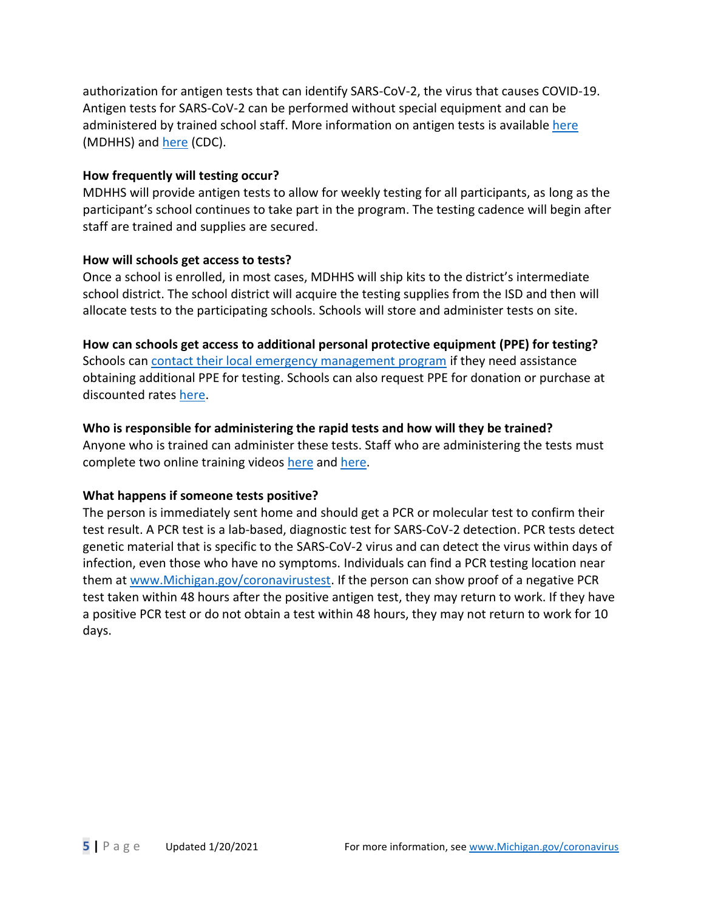authorization for antigen tests that can identify SARS-CoV-2, the virus that causes COVID-19. Antigen tests for SARS-CoV-2 can be performed without special equipment and can be administered by trained school staff. More information on antigen tests is available here (MDHHS) and here (CDC).

**How frequently will testing occur?**

MDHHS will provide antigen tests to allow for weekly testing for all participants, as long as the participant's school continues to take part in the program. The testing cadence will begin after staff are trained and supplies are secured.

**How will schools get access to tests?**

Once a school is enrolled, in most cases, MDHHS will ship kits to the district's intermediate school district. The school district will acquire the testing supplies from the ISD and then will allocate tests to the participating schools. Schools will store and administer tests on site.

**How can schools get access to additional personal protective equipment (PPE) for testing?**

Schools can contact their local emergency management program if they need assistance obtaining additional PPE for testing. Schools can also request PPE for donation or purchase at discounted rates here.

**Who is responsible for administering the rapid tests and how will they be trained?**

Anyone who is trained can administer these tests. Staff who are administering the tests must complete two online training videos here and here.

**What happens if someone tests positive?**

The person is immediately sent home and should get a PCR or molecular test to confirm their test result. A PCR test is a lab-based, diagnostic test for SARS-CoV-2 detection. PCR tests detect genetic material that is specific to the SARS-CoV-2 virus and can detect the virus within days of infection, even those who have no symptoms. Individuals can find a PCR testing location near them at www.Michigan.gov/coronavirustest. If the person can show proof of a negative PCR test taken within 48 hours after the positive antigen test, they may return to work. If they have a positive PCR test or do not obtain a test within 48 hours, they may not return to work for 10 days.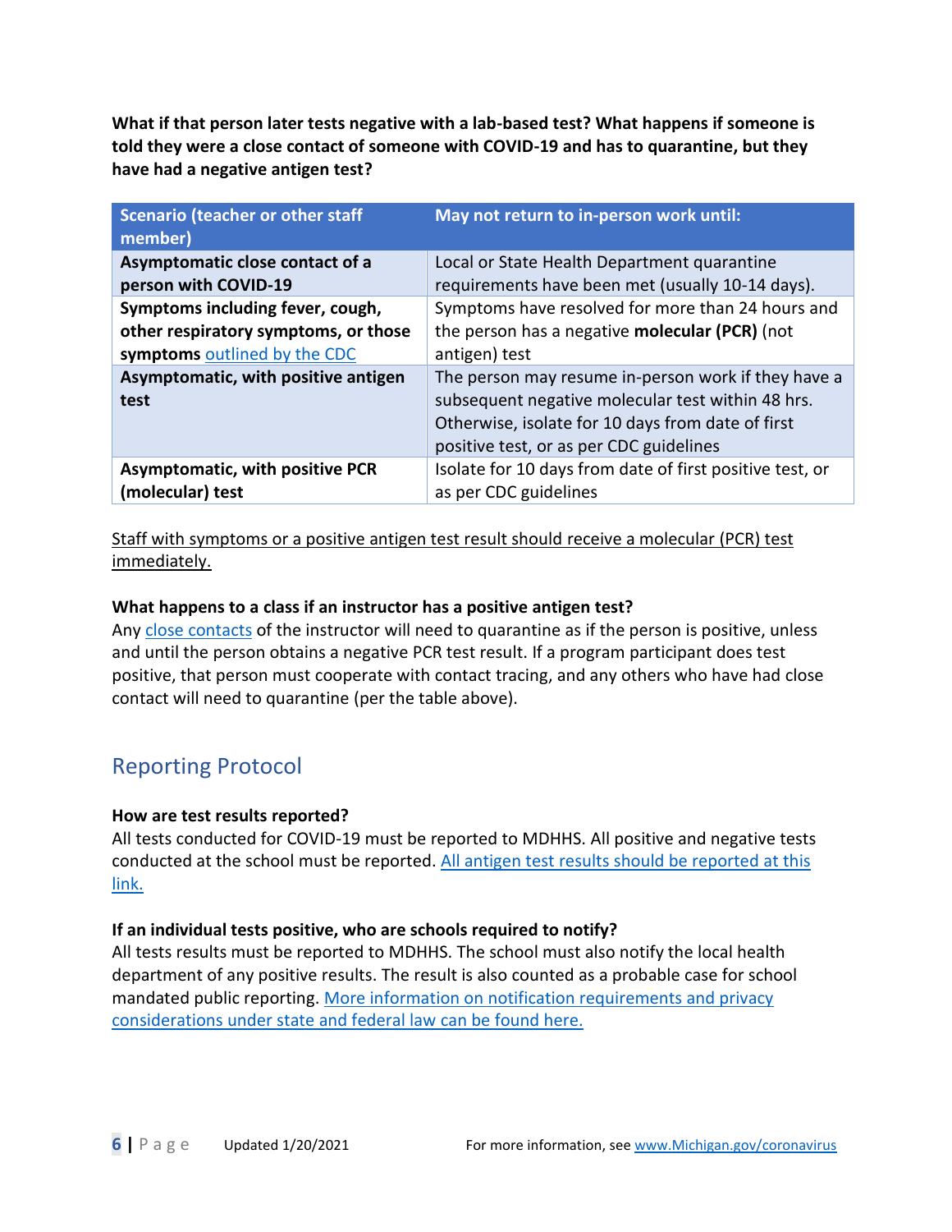**What if that person later tests negative with a lab-based test? What happens if someone is told they were a close contact of someone with COVID-19 and has to quarantine, but they have had a negative antigen test?**

| Scenario (teacher or other staff member) | May not return to in-person work until: |
|---|---|
| **Asymptomatic close contact of a person with COVID-19** | Local or State Health Department quarantine requirements have been met (usually 10-14 days). |
| **Symptoms including fever, cough, other respiratory symptoms, or those symptoms** [outlined by the CDC]() | Symptoms have resolved for more than 24 hours and the person has a negative **molecular (PCR)** (not antigen) test |
| **Asymptomatic, with positive antigen test** | The person may resume in-person work if they have a subsequent negative molecular test within 48 hrs. Otherwise, isolate for 10 days from date of first positive test, or as per CDC guidelines |
| **Asymptomatic, with positive PCR (molecular) test** | Isolate for 10 days from date of first positive test, or as per CDC guidelines |

<u>Staff with symptoms or a positive antigen test result should receive a molecular (PCR) test immediately.</u>

**What happens to a class if an instructor has a positive antigen test?**

Any [close contacts]() of the instructor will need to quarantine as if the person is positive, unless and until the person obtains a negative PCR test result. If a program participant does test positive, that person must cooperate with contact tracing, and any others who have had close contact will need to quarantine (per the table above).

## Reporting Protocol

**How are test results reported?**

All tests conducted for COVID-19 must be reported to MDHHS. All positive and negative tests conducted at the school must be reported. [All antigen test results should be reported at this link.]()

**If an individual tests positive, who are schools required to notify?**

All tests results must be reported to MDHHS. The school must also notify the local health department of any positive results. The result is also counted as a probable case for school mandated public reporting. [More information on notification requirements and privacy considerations under state and federal law can be found here.]()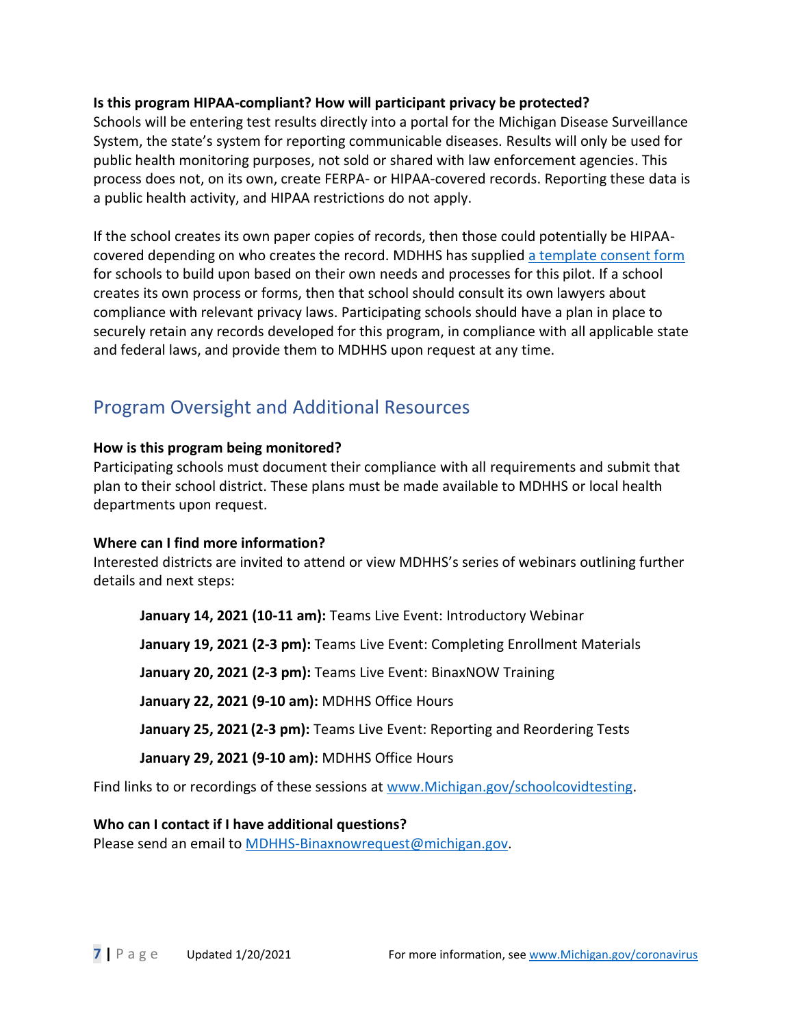**Is this program HIPAA-compliant? How will participant privacy be protected?**
Schools will be entering test results directly into a portal for the Michigan Disease Surveillance System, the state's system for reporting communicable diseases. Results will only be used for public health monitoring purposes, not sold or shared with law enforcement agencies. This process does not, on its own, create FERPA- or HIPAA-covered records. Reporting these data is a public health activity, and HIPAA restrictions do not apply.

If the school creates its own paper copies of records, then those could potentially be HIPAA-covered depending on who creates the record. MDHHS has supplied a template consent form for schools to build upon based on their own needs and processes for this pilot. If a school creates its own process or forms, then that school should consult its own lawyers about compliance with relevant privacy laws. Participating schools should have a plan in place to securely retain any records developed for this program, in compliance with all applicable state and federal laws, and provide them to MDHHS upon request at any time.

## Program Oversight and Additional Resources

**How is this program being monitored?**
Participating schools must document their compliance with all requirements and submit that plan to their school district. These plans must be made available to MDHHS or local health departments upon request.

**Where can I find more information?**
Interested districts are invited to attend or view MDHHS's series of webinars outlining further details and next steps:

- **January 14, 2021 (10-11 am):** Teams Live Event: Introductory Webinar
- **January 19, 2021 (2-3 pm):** Teams Live Event: Completing Enrollment Materials
- **January 20, 2021 (2-3 pm):** Teams Live Event: BinaxNOW Training
- **January 22, 2021 (9-10 am):** MDHHS Office Hours
- **January 25, 2021 (2-3 pm):** Teams Live Event: Reporting and Reordering Tests
- **January 29, 2021 (9-10 am):** MDHHS Office Hours

Find links to or recordings of these sessions at www.Michigan.gov/schoolcovidtesting.

**Who can I contact if I have additional questions?**
Please send an email to MDHHS-Binaxnowrequest@michigan.gov.